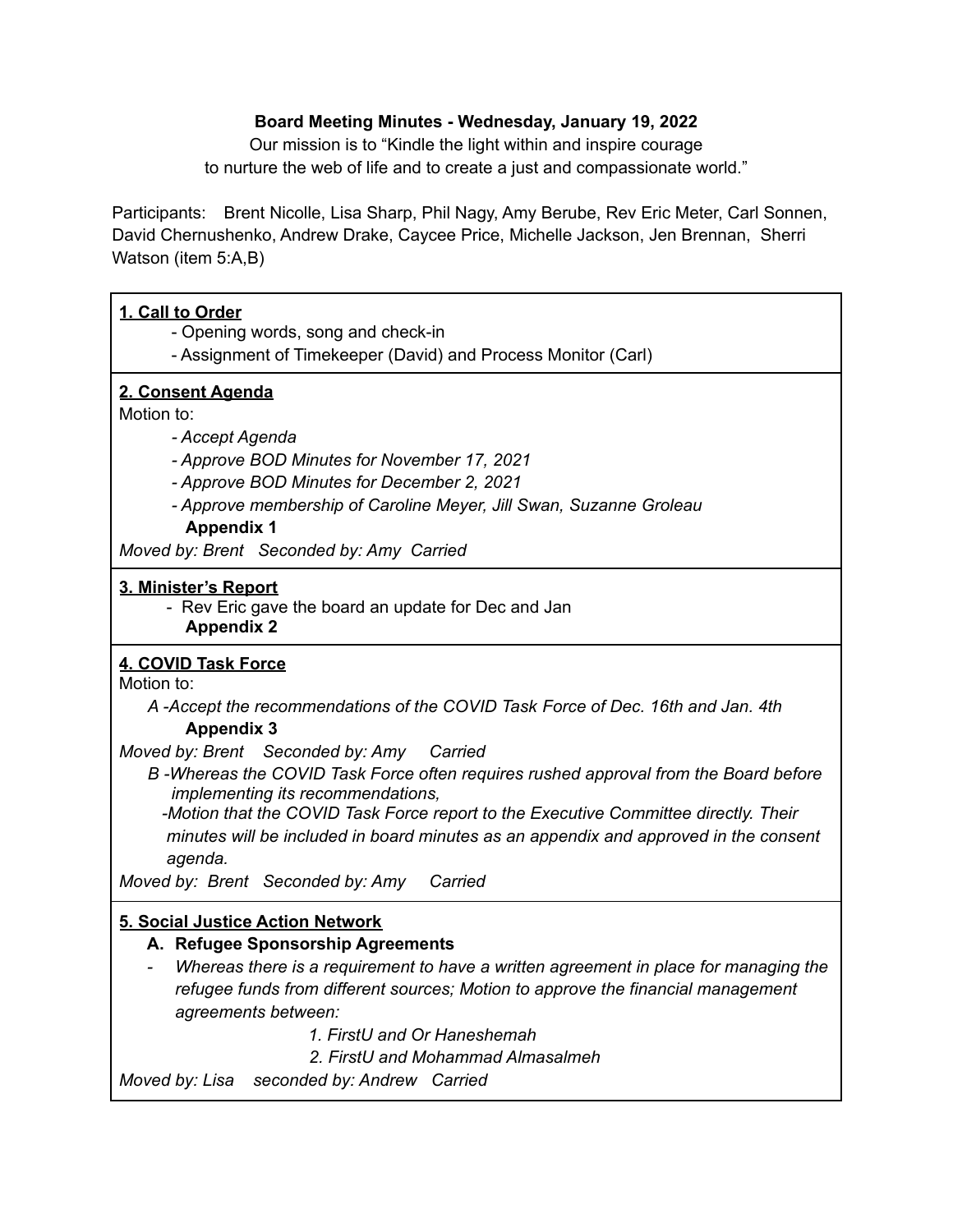**Board Meeting Minutes - Wednesday, January 19, 2022**

Our mission is to "Kindle the light within and inspire courage to nurture the web of life and to create a just and compassionate world."

Participants: Brent Nicolle, Lisa Sharp, Phil Nagy, Amy Berube, Rev Eric Meter, Carl Sonnen, David Chernushenko, Andrew Drake, Caycee Price, Michelle Jackson, Jen Brennan, Sherri Watson (item 5:A,B)

**1. Call to Order**

- Opening words, song and check-in
- Assignment of Timekeeper (David) and Process Monitor (Carl)

**2. Consent Agenda**

Motion to:

- *Accept Agenda*
- *Approve BOD Minutes for November 17, 2021*
- *Approve BOD Minutes for December 2, 2021*
- *Approve membership of Caroline Meyer, Jill Swan, Suzanne Groleau*

  **Appendix 1**

*Moved by: Brent Seconded by: Amy Carried*

**3. Minister's Report**

- Rev Eric gave the board an update for Dec and Jan

  **Appendix 2**

**4. COVID Task Force**

Motion to:

*A -Accept the recommendations of the COVID Task Force of Dec. 16th and Jan. 4th*

**Appendix 3**

*Moved by: Brent Seconded by: Amy Carried*

*B -Whereas the COVID Task Force often requires rushed approval from the Board before implementing its recommendations,*

*-Motion that the COVID Task Force report to the Executive Committee directly. Their minutes will be included in board minutes as an appendix and approved in the consent agenda.*

*Moved by: Brent Seconded by: Amy Carried*

**5. Social Justice Action Network**

**A. Refugee Sponsorship Agreements**

- *Whereas there is a requirement to have a written agreement in place for managing the refugee funds from different sources; Motion to approve the financial management agreements between:*
  1. *FirstU and Or Haneshemah*
  2. *FirstU and Mohammad Almasalmeh*

*Moved by: Lisa seconded by: Andrew Carried*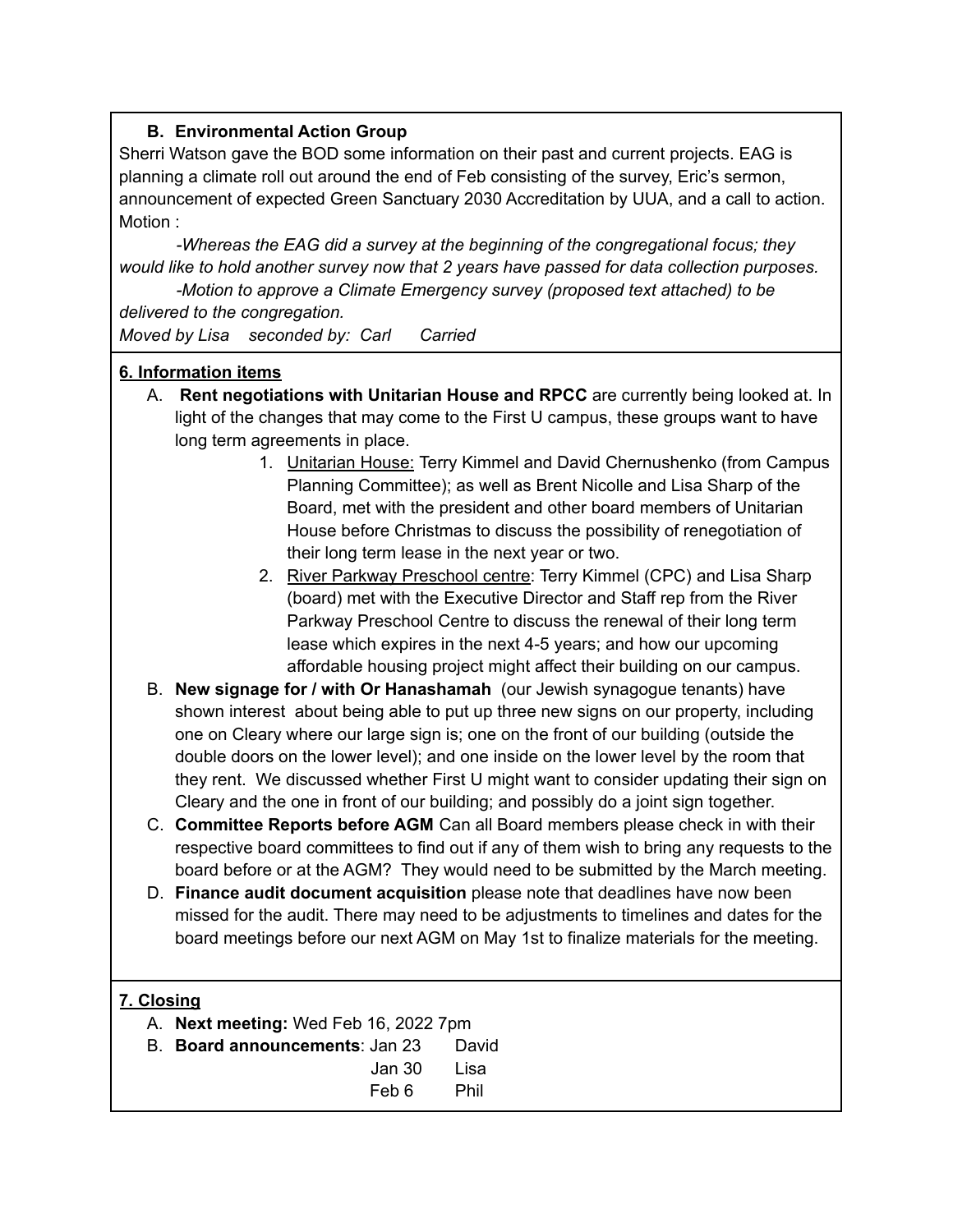### B. Environmental Action Group

Sherri Watson gave the BOD some information on their past and current projects. EAG is planning a climate roll out around the end of Feb consisting of the survey, Eric's sermon, announcement of expected Green Sanctuary 2030 Accreditation by UUA, and a call to action.

Motion :

*-Whereas the EAG did a survey at the beginning of the congregational focus; they would like to hold another survey now that 2 years have passed for data collection purposes.*

*-Motion to approve a Climate Emergency survey (proposed text attached) to be delivered to the congregation.*

*Moved by Lisa seconded by: Carl Carried*

## 6. Information items

A. **Rent negotiations with Unitarian House and RPCC** are currently being looked at. In light of the changes that may come to the First U campus, these groups want to have long term agreements in place.

1. Unitarian House: Terry Kimmel and David Chernushenko (from Campus Planning Committee); as well as Brent Nicolle and Lisa Sharp of the Board, met with the president and other board members of Unitarian House before Christmas to discuss the possibility of renegotiation of their long term lease in the next year or two.
2. River Parkway Preschool centre: Terry Kimmel (CPC) and Lisa Sharp (board) met with the Executive Director and Staff rep from the River Parkway Preschool Centre to discuss the renewal of their long term lease which expires in the next 4-5 years; and how our upcoming affordable housing project might affect their building on our campus.

B. **New signage for / with Or Hanashamah** (our Jewish synagogue tenants) have shown interest about being able to put up three new signs on our property, including one on Cleary where our large sign is; one on the front of our building (outside the double doors on the lower level); and one inside on the lower level by the room that they rent. We discussed whether First U might want to consider updating their sign on Cleary and the one in front of our building; and possibly do a joint sign together.

C. **Committee Reports before AGM** Can all Board members please check in with their respective board committees to find out if any of them wish to bring any requests to the board before or at the AGM? They would need to be submitted by the March meeting.

D. **Finance audit document acquisition** please note that deadlines have now been missed for the audit. There may need to be adjustments to timelines and dates for the board meetings before our next AGM on May 1st to finalize materials for the meeting.

## 7. Closing

A. **Next meeting:** Wed Feb 16, 2022 7pm

B. **Board announcements**: Jan 23 David
Jan 30 Lisa
Feb 6 Phil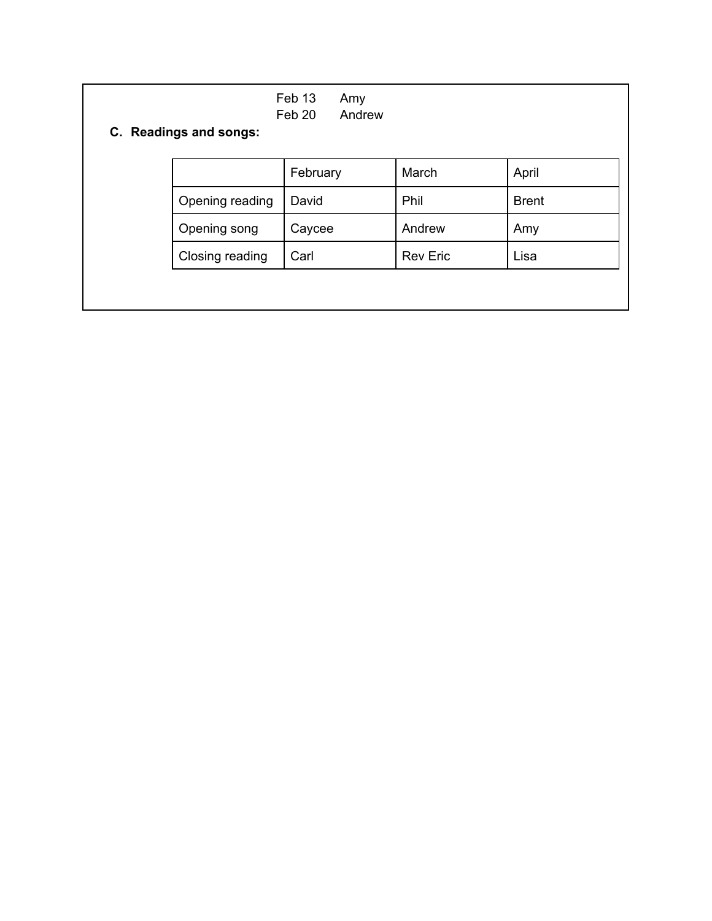Feb 13 Amy
Feb 20 Andrew

**C. Readings and songs:**

| | February | March | April |
|---|---|---|---|
| Opening reading | David | Phil | Brent |
| Opening song | Caycee | Andrew | Amy |
| Closing reading | Carl | Rev Eric | Lisa |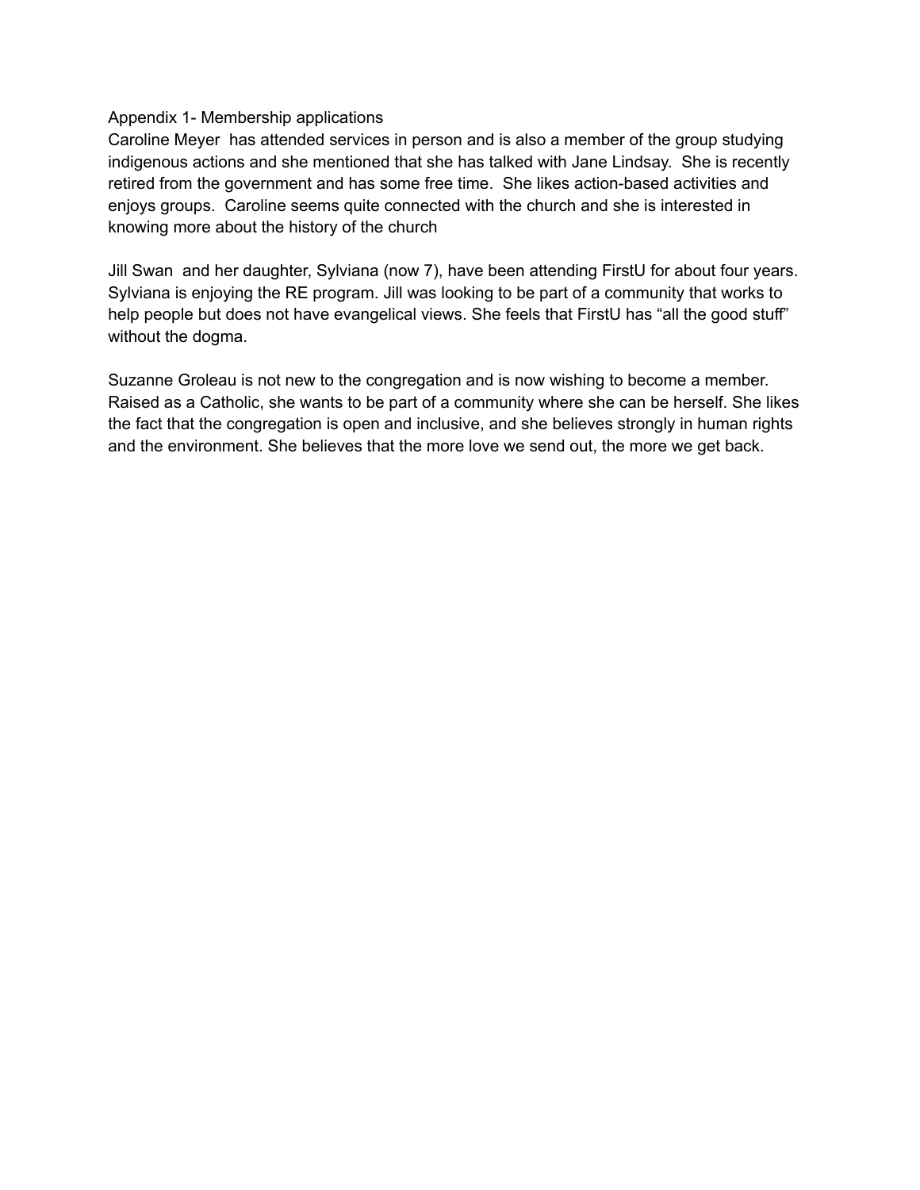Appendix 1- Membership applications

Caroline Meyer has attended services in person and is also a member of the group studying indigenous actions and she mentioned that she has talked with Jane Lindsay. She is recently retired from the government and has some free time. She likes action-based activities and enjoys groups. Caroline seems quite connected with the church and she is interested in knowing more about the history of the church

Jill Swan and her daughter, Sylviana (now 7), have been attending FirstU for about four years. Sylviana is enjoying the RE program. Jill was looking to be part of a community that works to help people but does not have evangelical views. She feels that FirstU has "all the good stuff" without the dogma.

Suzanne Groleau is not new to the congregation and is now wishing to become a member. Raised as a Catholic, she wants to be part of a community where she can be herself. She likes the fact that the congregation is open and inclusive, and she believes strongly in human rights and the environment. She believes that the more love we send out, the more we get back.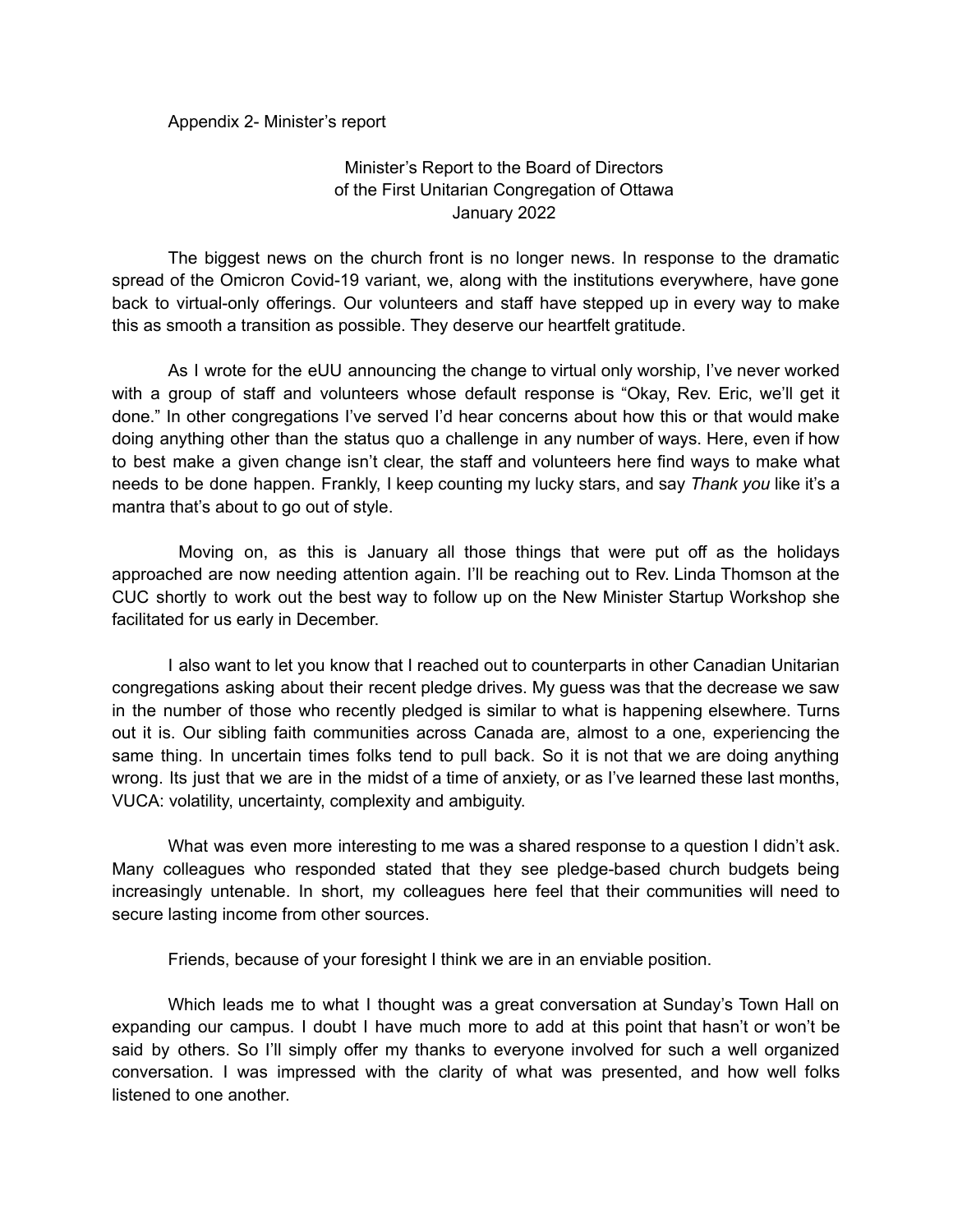Appendix 2- Minister's report

Minister's Report to the Board of Directors
of the First Unitarian Congregation of Ottawa
January 2022

The biggest news on the church front is no longer news. In response to the dramatic spread of the Omicron Covid-19 variant, we, along with the institutions everywhere, have gone back to virtual-only offerings. Our volunteers and staff have stepped up in every way to make this as smooth a transition as possible. They deserve our heartfelt gratitude.

As I wrote for the eUU announcing the change to virtual only worship, I've never worked with a group of staff and volunteers whose default response is "Okay, Rev. Eric, we'll get it done." In other congregations I've served I'd hear concerns about how this or that would make doing anything other than the status quo a challenge in any number of ways. Here, even if how to best make a given change isn't clear, the staff and volunteers here find ways to make what needs to be done happen. Frankly, I keep counting my lucky stars, and say *Thank you* like it's a mantra that's about to go out of style.

Moving on, as this is January all those things that were put off as the holidays approached are now needing attention again. I'll be reaching out to Rev. Linda Thomson at the CUC shortly to work out the best way to follow up on the New Minister Startup Workshop she facilitated for us early in December.

I also want to let you know that I reached out to counterparts in other Canadian Unitarian congregations asking about their recent pledge drives. My guess was that the decrease we saw in the number of those who recently pledged is similar to what is happening elsewhere. Turns out it is. Our sibling faith communities across Canada are, almost to a one, experiencing the same thing. In uncertain times folks tend to pull back. So it is not that we are doing anything wrong. Its just that we are in the midst of a time of anxiety, or as I've learned these last months, VUCA: volatility, uncertainty, complexity and ambiguity.

What was even more interesting to me was a shared response to a question I didn't ask. Many colleagues who responded stated that they see pledge-based church budgets being increasingly untenable. In short, my colleagues here feel that their communities will need to secure lasting income from other sources.

Friends, because of your foresight I think we are in an enviable position.

Which leads me to what I thought was a great conversation at Sunday's Town Hall on expanding our campus. I doubt I have much more to add at this point that hasn't or won't be said by others. So I'll simply offer my thanks to everyone involved for such a well organized conversation. I was impressed with the clarity of what was presented, and how well folks listened to one another.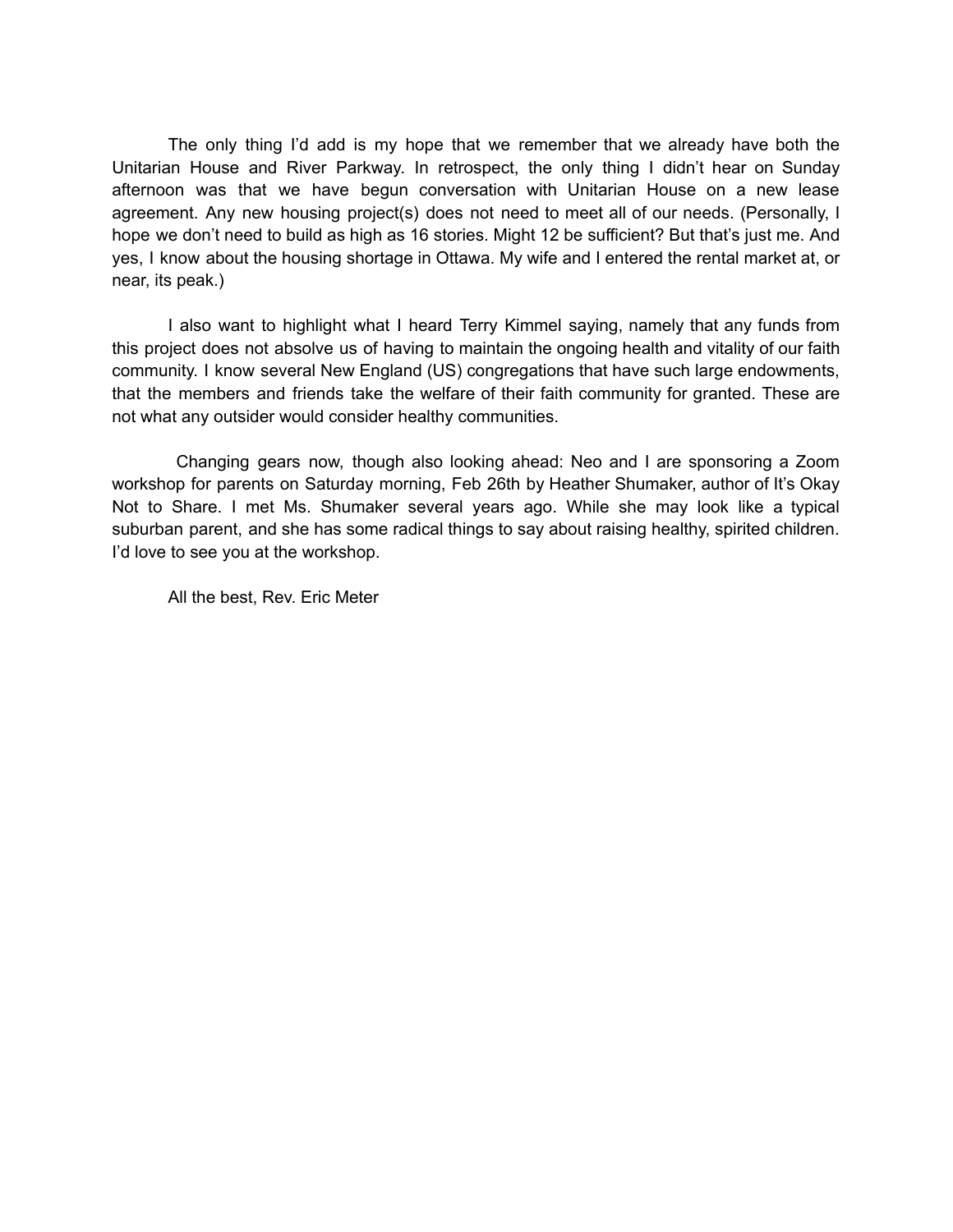The only thing I'd add is my hope that we remember that we already have both the Unitarian House and River Parkway. In retrospect, the only thing I didn't hear on Sunday afternoon was that we have begun conversation with Unitarian House on a new lease agreement. Any new housing project(s) does not need to meet all of our needs. (Personally, I hope we don't need to build as high as 16 stories. Might 12 be sufficient? But that's just me. And yes, I know about the housing shortage in Ottawa. My wife and I entered the rental market at, or near, its peak.)

I also want to highlight what I heard Terry Kimmel saying, namely that any funds from this project does not absolve us of having to maintain the ongoing health and vitality of our faith community. I know several New England (US) congregations that have such large endowments, that the members and friends take the welfare of their faith community for granted. These are not what any outsider would consider healthy communities.

Changing gears now, though also looking ahead: Neo and I are sponsoring a Zoom workshop for parents on Saturday morning, Feb 26th by Heather Shumaker, author of It's Okay Not to Share. I met Ms. Shumaker several years ago. While she may look like a typical suburban parent, and she has some radical things to say about raising healthy, spirited children. I'd love to see you at the workshop.

All the best, Rev. Eric Meter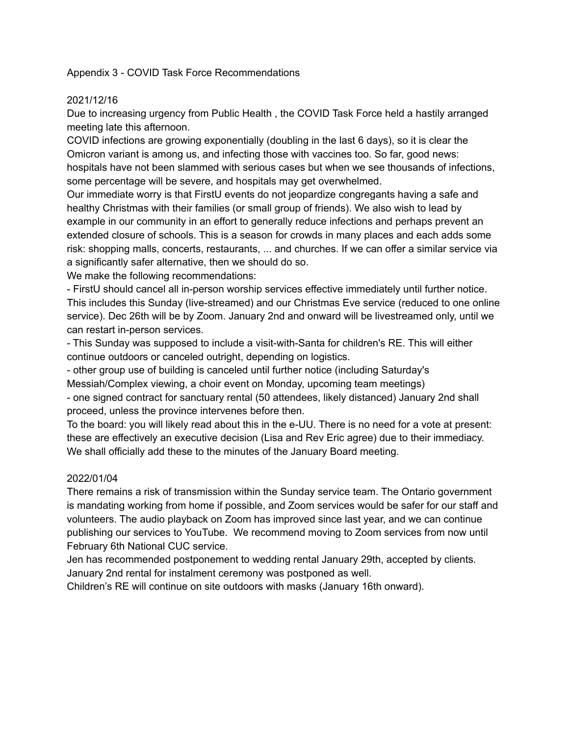# Appendix 3 - COVID Task Force Recommendations

## 2021/12/16

Due to increasing urgency from Public Health , the COVID Task Force held a hastily arranged meeting late this afternoon.

COVID infections are growing exponentially (doubling in the last 6 days), so it is clear the Omicron variant is among us, and infecting those with vaccines too. So far, good news: hospitals have not been slammed with serious cases but when we see thousands of infections, some percentage will be severe, and hospitals may get overwhelmed.

Our immediate worry is that FirstU events do not jeopardize congregants having a safe and healthy Christmas with their families (or small group of friends). We also wish to lead by example in our community in an effort to generally reduce infections and perhaps prevent an extended closure of schools. This is a season for crowds in many places and each adds some risk: shopping malls, concerts, restaurants, ... and churches. If we can offer a similar service via a significantly safer alternative, then we should do so.

We make the following recommendations:

- FirstU should cancel all in-person worship services effective immediately until further notice. This includes this Sunday (live-streamed) and our Christmas Eve service (reduced to one online service). Dec 26th will be by Zoom. January 2nd and onward will be livestreamed only, until we can restart in-person services.
- This Sunday was supposed to include a visit-with-Santa for children's RE. This will either continue outdoors or canceled outright, depending on logistics.
- other group use of building is canceled until further notice (including Saturday's Messiah/Complex viewing, a choir event on Monday, upcoming team meetings)
- one signed contract for sanctuary rental (50 attendees, likely distanced) January 2nd shall proceed, unless the province intervenes before then.

To the board: you will likely read about this in the e-UU. There is no need for a vote at present: these are effectively an executive decision (Lisa and Rev Eric agree) due to their immediacy. We shall officially add these to the minutes of the January Board meeting.

## 2022/01/04

There remains a risk of transmission within the Sunday service team. The Ontario government is mandating working from home if possible, and Zoom services would be safer for our staff and volunteers. The audio playback on Zoom has improved since last year, and we can continue publishing our services to YouTube. We recommend moving to Zoom services from now until February 6th National CUC service.

Jen has recommended postponement to wedding rental January 29th, accepted by clients. January 2nd rental for instalment ceremony was postponed as well.

Children's RE will continue on site outdoors with masks (January 16th onward).